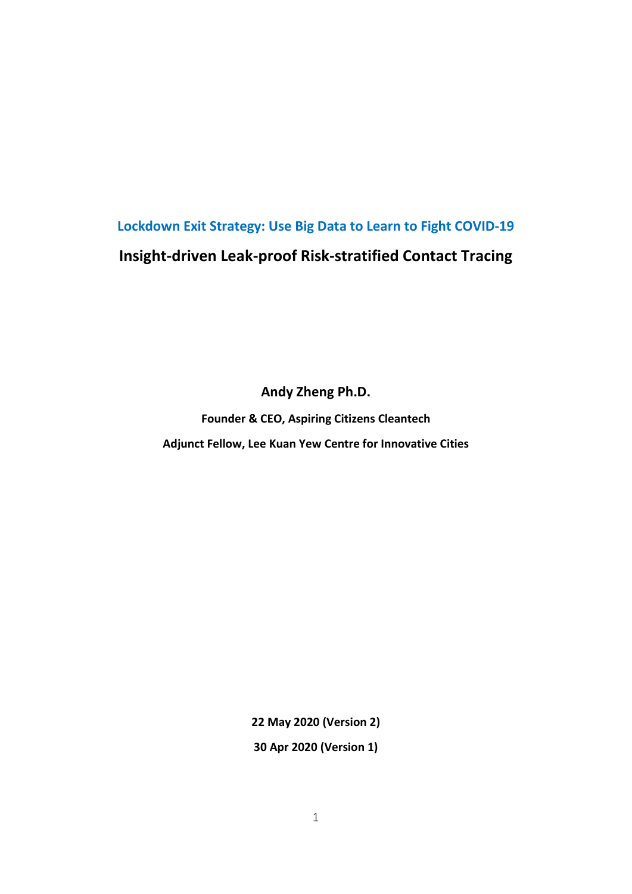# Lockdown Exit Strategy: Use Big Data to Learn to Fight COVID-19

## Insight-driven Leak-proof Risk-stratified Contact Tracing

**Andy Zheng Ph.D.**

**Founder & CEO, Aspiring Citizens Cleantech**

**Adjunct Fellow, Lee Kuan Yew Centre for Innovative Cities**

**22 May 2020 (Version 2)**

**30 Apr 2020 (Version 1)**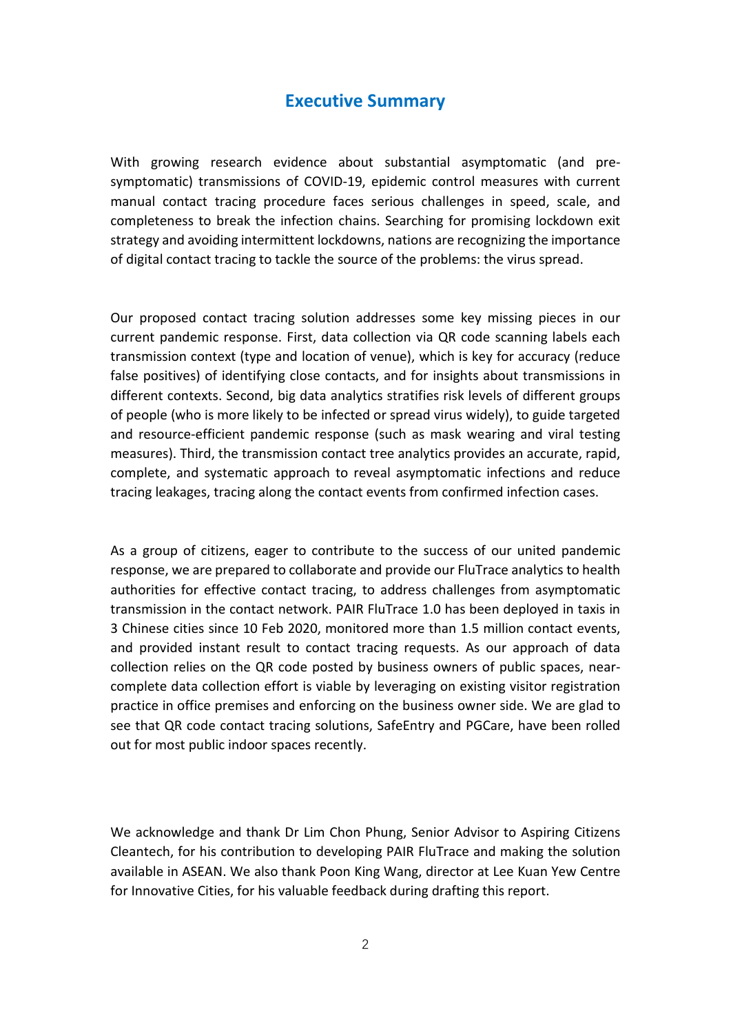# Executive Summary

With growing research evidence about substantial asymptomatic (and pre-symptomatic) transmissions of COVID-19, epidemic control measures with current manual contact tracing procedure faces serious challenges in speed, scale, and completeness to break the infection chains. Searching for promising lockdown exit strategy and avoiding intermittent lockdowns, nations are recognizing the importance of digital contact tracing to tackle the source of the problems: the virus spread.

Our proposed contact tracing solution addresses some key missing pieces in our current pandemic response. First, data collection via QR code scanning labels each transmission context (type and location of venue), which is key for accuracy (reduce false positives) of identifying close contacts, and for insights about transmissions in different contexts. Second, big data analytics stratifies risk levels of different groups of people (who is more likely to be infected or spread virus widely), to guide targeted and resource-efficient pandemic response (such as mask wearing and viral testing measures). Third, the transmission contact tree analytics provides an accurate, rapid, complete, and systematic approach to reveal asymptomatic infections and reduce tracing leakages, tracing along the contact events from confirmed infection cases.

As a group of citizens, eager to contribute to the success of our united pandemic response, we are prepared to collaborate and provide our FluTrace analytics to health authorities for effective contact tracing, to address challenges from asymptomatic transmission in the contact network. PAIR FluTrace 1.0 has been deployed in taxis in 3 Chinese cities since 10 Feb 2020, monitored more than 1.5 million contact events, and provided instant result to contact tracing requests. As our approach of data collection relies on the QR code posted by business owners of public spaces, near-complete data collection effort is viable by leveraging on existing visitor registration practice in office premises and enforcing on the business owner side. We are glad to see that QR code contact tracing solutions, SafeEntry and PGCare, have been rolled out for most public indoor spaces recently.

We acknowledge and thank Dr Lim Chon Phung, Senior Advisor to Aspiring Citizens Cleantech, for his contribution to developing PAIR FluTrace and making the solution available in ASEAN. We also thank Poon King Wang, director at Lee Kuan Yew Centre for Innovative Cities, for his valuable feedback during drafting this report.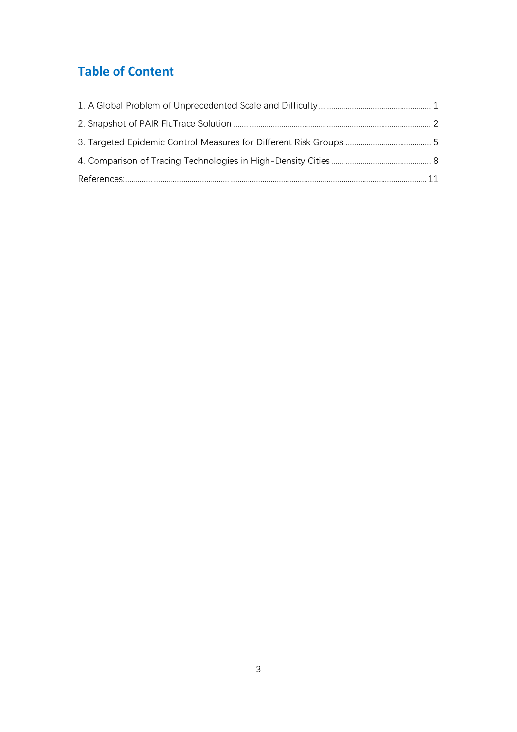# Table of Content

1. A Global Problem of Unprecedented Scale and Difficulty ........ 1
2. Snapshot of PAIR FluTrace Solution ........ 2
3. Targeted Epidemic Control Measures for Different Risk Groups ........ 5
4. Comparison of Tracing Technologies in High-Density Cities ........ 8

References: ........ 11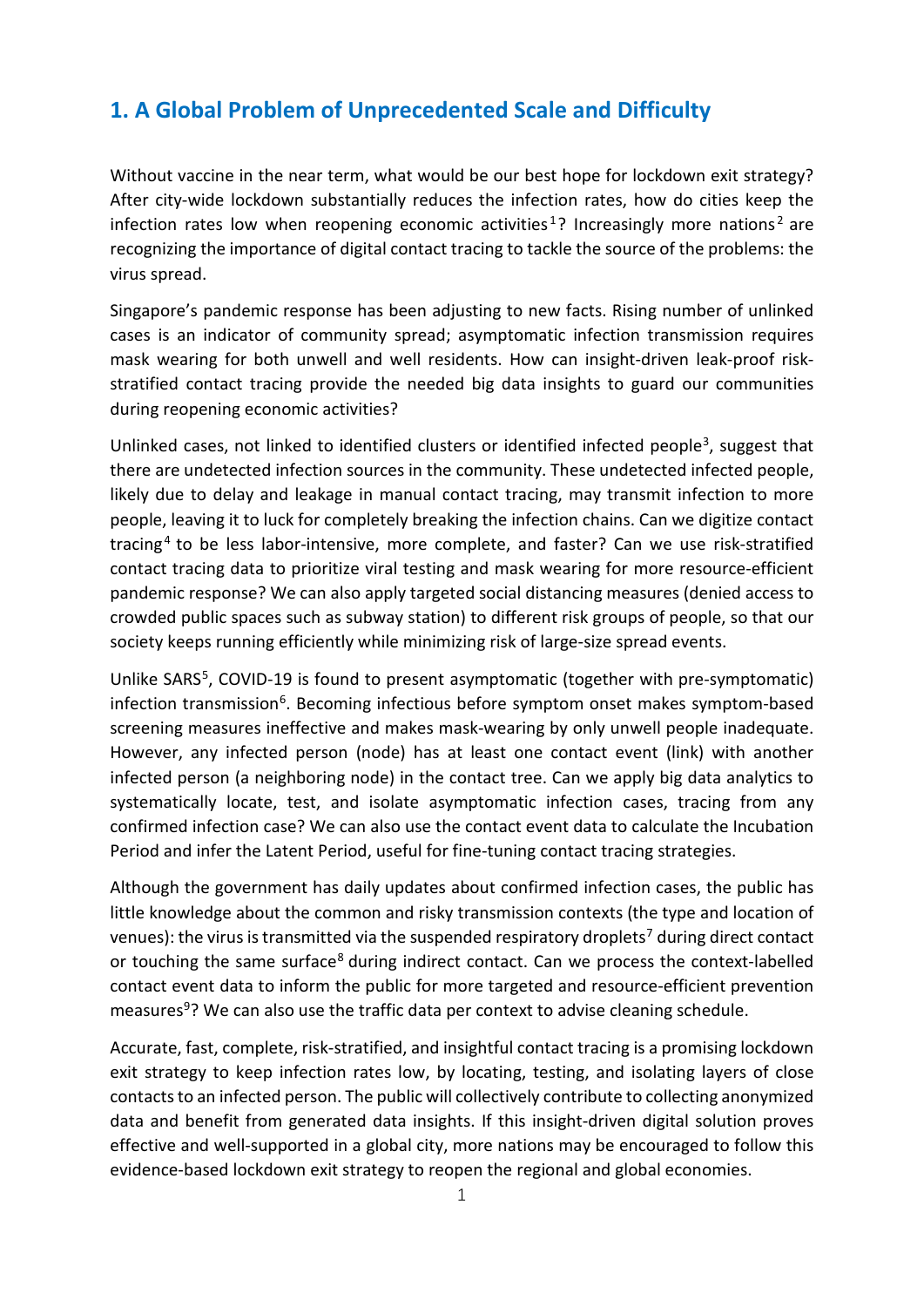## 1. A Global Problem of Unprecedented Scale and Difficulty

Without vaccine in the near term, what would be our best hope for lockdown exit strategy? After city-wide lockdown substantially reduces the infection rates, how do cities keep the infection rates low when reopening economic activities[1]? Increasingly more nations[2] are recognizing the importance of digital contact tracing to tackle the source of the problems: the virus spread.

Singapore's pandemic response has been adjusting to new facts. Rising number of unlinked cases is an indicator of community spread; asymptomatic infection transmission requires mask wearing for both unwell and well residents. How can insight-driven leak-proof risk-stratified contact tracing provide the needed big data insights to guard our communities during reopening economic activities?

Unlinked cases, not linked to identified clusters or identified infected people[3], suggest that there are undetected infection sources in the community. These undetected infected people, likely due to delay and leakage in manual contact tracing, may transmit infection to more people, leaving it to luck for completely breaking the infection chains. Can we digitize contact tracing[4] to be less labor-intensive, more complete, and faster? Can we use risk-stratified contact tracing data to prioritize viral testing and mask wearing for more resource-efficient pandemic response? We can also apply targeted social distancing measures (denied access to crowded public spaces such as subway station) to different risk groups of people, so that our society keeps running efficiently while minimizing risk of large-size spread events.

Unlike SARS[5], COVID-19 is found to present asymptomatic (together with pre-symptomatic) infection transmission[6]. Becoming infectious before symptom onset makes symptom-based screening measures ineffective and makes mask-wearing by only unwell people inadequate. However, any infected person (node) has at least one contact event (link) with another infected person (a neighboring node) in the contact tree. Can we apply big data analytics to systematically locate, test, and isolate asymptomatic infection cases, tracing from any confirmed infection case? We can also use the contact event data to calculate the Incubation Period and infer the Latent Period, useful for fine-tuning contact tracing strategies.

Although the government has daily updates about confirmed infection cases, the public has little knowledge about the common and risky transmission contexts (the type and location of venues): the virus is transmitted via the suspended respiratory droplets[7] during direct contact or touching the same surface[8] during indirect contact. Can we process the context-labelled contact event data to inform the public for more targeted and resource-efficient prevention measures[9]? We can also use the traffic data per context to advise cleaning schedule.

Accurate, fast, complete, risk-stratified, and insightful contact tracing is a promising lockdown exit strategy to keep infection rates low, by locating, testing, and isolating layers of close contacts to an infected person. The public will collectively contribute to collecting anonymized data and benefit from generated data insights. If this insight-driven digital solution proves effective and well-supported in a global city, more nations may be encouraged to follow this evidence-based lockdown exit strategy to reopen the regional and global economies.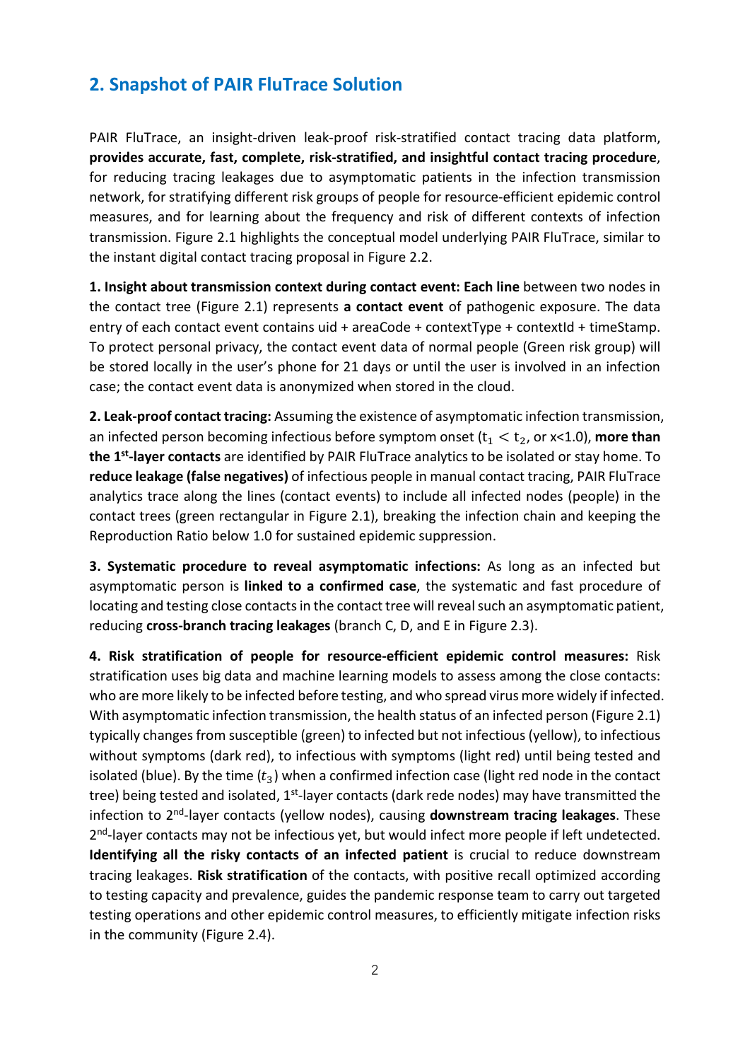## 2. Snapshot of PAIR FluTrace Solution

PAIR FluTrace, an insight-driven leak-proof risk-stratified contact tracing data platform, **provides accurate, fast, complete, risk-stratified, and insightful contact tracing procedure**, for reducing tracing leakages due to asymptomatic patients in the infection transmission network, for stratifying different risk groups of people for resource-efficient epidemic control measures, and for learning about the frequency and risk of different contexts of infection transmission. Figure 2.1 highlights the conceptual model underlying PAIR FluTrace, similar to the instant digital contact tracing proposal in Figure 2.2.

**1. Insight about transmission context during contact event: Each line** between two nodes in the contact tree (Figure 2.1) represents **a contact event** of pathogenic exposure. The data entry of each contact event contains uid + areaCode + contextType + contextId + timeStamp. To protect personal privacy, the contact event data of normal people (Green risk group) will be stored locally in the user's phone for 21 days or until the user is involved in an infection case; the contact event data is anonymized when stored in the cloud.

**2. Leak-proof contact tracing:** Assuming the existence of asymptomatic infection transmission, an infected person becoming infectious before symptom onset ($t_1 < t_2$, or x<1.0), **more than the 1st-layer contacts** are identified by PAIR FluTrace analytics to be isolated or stay home. To **reduce leakage (false negatives)** of infectious people in manual contact tracing, PAIR FluTrace analytics trace along the lines (contact events) to include all infected nodes (people) in the contact trees (green rectangular in Figure 2.1), breaking the infection chain and keeping the Reproduction Ratio below 1.0 for sustained epidemic suppression.

**3. Systematic procedure to reveal asymptomatic infections:** As long as an infected but asymptomatic person is **linked to a confirmed case**, the systematic and fast procedure of locating and testing close contacts in the contact tree will reveal such an asymptomatic patient, reducing **cross-branch tracing leakages** (branch C, D, and E in Figure 2.3).

**4. Risk stratification of people for resource-efficient epidemic control measures:** Risk stratification uses big data and machine learning models to assess among the close contacts: who are more likely to be infected before testing, and who spread virus more widely if infected. With asymptomatic infection transmission, the health status of an infected person (Figure 2.1) typically changes from susceptible (green) to infected but not infectious (yellow), to infectious without symptoms (dark red), to infectious with symptoms (light red) until being tested and isolated (blue). By the time ($t_3$) when a confirmed infection case (light red node in the contact tree) being tested and isolated, 1st-layer contacts (dark rede nodes) may have transmitted the infection to 2nd-layer contacts (yellow nodes), causing **downstream tracing leakages**. These 2nd-layer contacts may not be infectious yet, but would infect more people if left undetected. **Identifying all the risky contacts of an infected patient** is crucial to reduce downstream tracing leakages. **Risk stratification** of the contacts, with positive recall optimized according to testing capacity and prevalence, guides the pandemic response team to carry out targeted testing operations and other epidemic control measures, to efficiently mitigate infection risks in the community (Figure 2.4).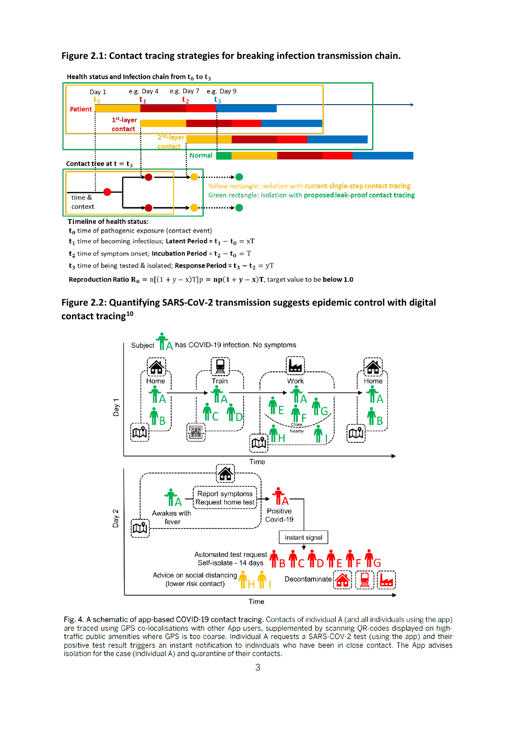## Figure 2.1: Contact tracing strategies for breaking infection transmission chain.

Health status and Infection chain from $t_0$ to $t_3$

Day 1 e.g. Day 4 e.g. Day 7 e.g. Day 9

$t_0$ $t_1$ $t_2$ $t_3$

Patient

1st-layer contact

2nd-layer contact

Normal

Contact tree at $t = t_3$

time & context

Yellow rectangle: isolation with **current single-step contact tracing**

Green rectangle: isolation with **proposed leak-proof contact tracing**

**Timeline of health status:**

$t_0$ time of pathogenic exposure (contact event)

$t_1$ time of becoming infectious; **Latent Period** = $t_1 - t_0 = xT$

$t_2$ time of symptom onset; **Incubation Period** = $t_2 - t_0 = T$

$t_3$ time of being tested & isolated; **Response Period** = $t_3 - t_2 = yT$

**Reproduction Ratio** $R_0 = n[(1 + y - x)T]p = np(1 + y - x)T$, target value to be **below 1.0**

## Figure 2.2: Quantifying SARS-CoV-2 transmission suggests epidemic control with digital contact tracing[10]

Day 1: Subject A has COVID-19 infection. No symptoms. Home (A, B) → Train (A, C, D) → Work (A, E, F, G; Close / Nearby: H, I) → Home (A, B). Time

Day 2: Awakes with fever; Report symptoms, Request home test; Positive Covid-19; Instant signal; Automated test request, Self-isolate - 14 days (B, C, D, E, F, G); Advice on social distancing (lower risk contact) (H, I); Decontaminate. Time

Fig. 4. A schematic of app-based COVID-19 contact tracing. Contacts of individual A (and all individuals using the app) are traced using GPS co-localisations with other App users, supplemented by scanning QR-codes displayed on high-traffic public amenities where GPS is too coarse. Individual A requests a SARS-COV-2 test (using the app) and their positive test result triggers an instant notification to individuals who have been in close contact. The App advises isolation for the case (individual A) and quarantine of their contacts.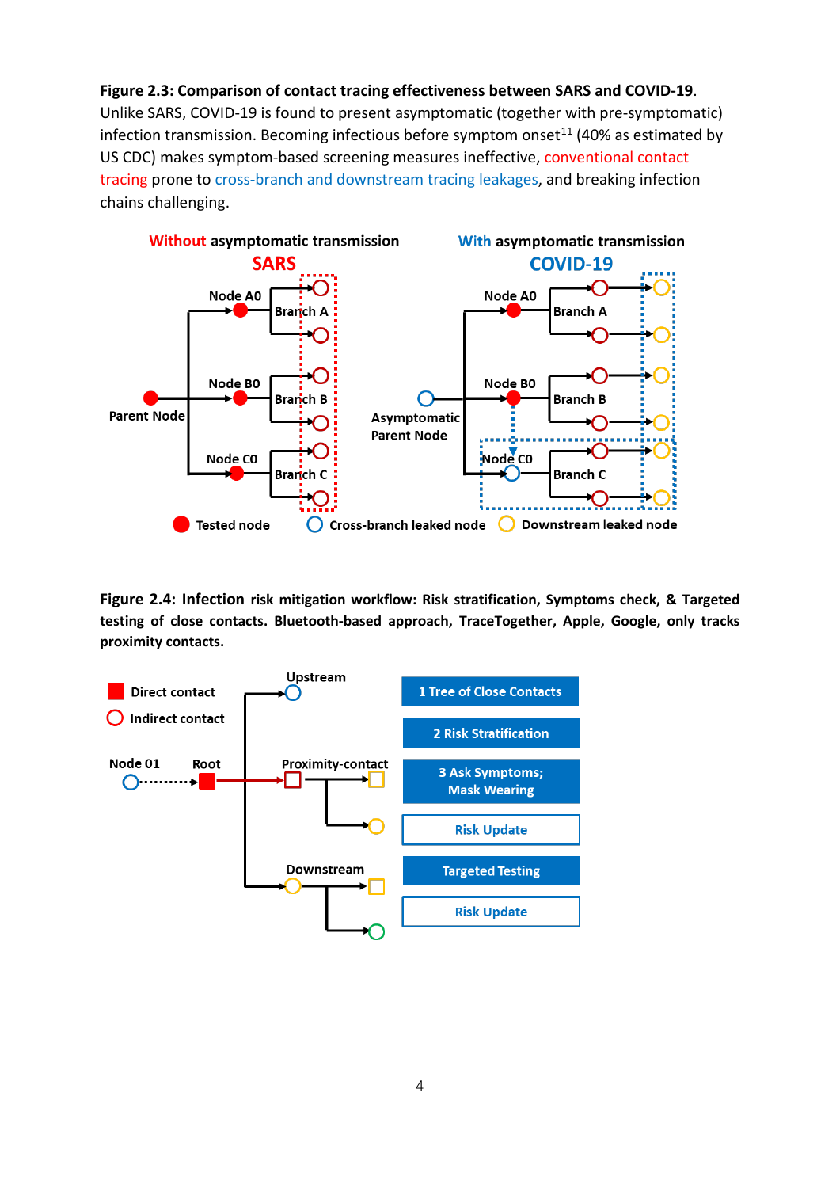**Figure 2.3: Comparison of contact tracing effectiveness between SARS and COVID-19**. Unlike SARS, COVID-19 is found to present asymptomatic (together with pre-symptomatic) infection transmission. Becoming infectious before symptom onset[11] (40% as estimated by US CDC) makes symptom-based screening measures ineffective, conventional contact tracing prone to cross-branch and downstream tracing leakages, and breaking infection chains challenging.

**Figure 2.4: Infection risk mitigation workflow: Risk stratification, Symptoms check, & Targeted testing of close contacts. Bluetooth-based approach, TraceTogether, Apple, Google, only tracks proximity contacts.**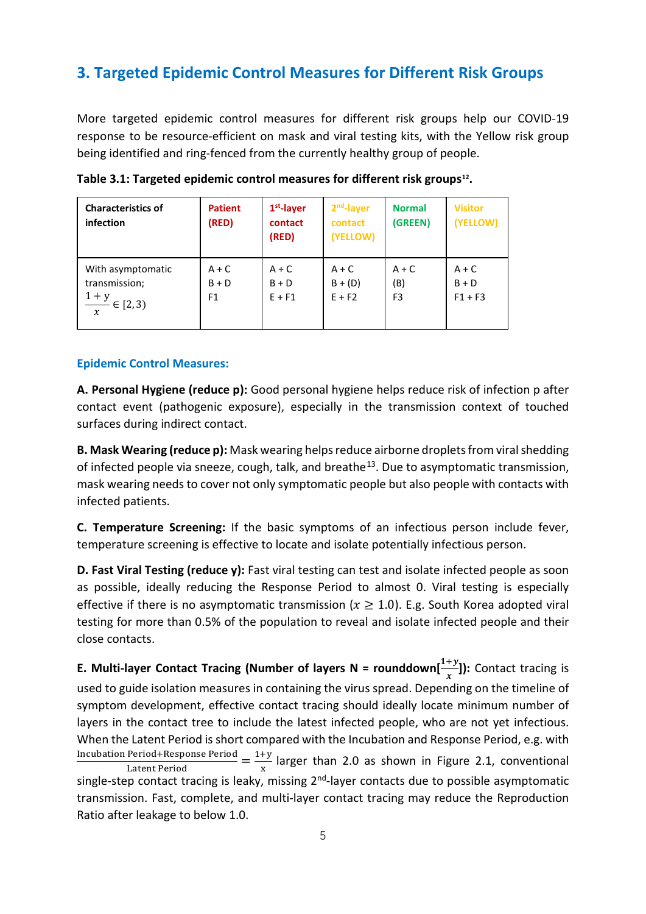## 3. Targeted Epidemic Control Measures for Different Risk Groups

More targeted epidemic control measures for different risk groups help our COVID-19 response to be resource-efficient on mask and viral testing kits, with the Yellow risk group being identified and ring-fenced from the currently healthy group of people.

**Table 3.1: Targeted epidemic control measures for different risk groups[12].**

| Characteristics of infection | Patient (RED) | 1st-layer contact (RED) | 2nd-layer contact (YELLOW) | Normal (GREEN) | Visitor (YELLOW) |
|---|---|---|---|---|---|
| With asymptomatic transmission; $\frac{1+y}{x} \in [2,3)$ | A + C<br>B + D<br>F1 | A + C<br>B + D<br>E + F1 | A + C<br>B + (D)<br>E + F2 | A + C<br>(B)<br>F3 | A + C<br>B + D<br>F1 + F3 |

### Epidemic Control Measures:

**A. Personal Hygiene (reduce p):** Good personal hygiene helps reduce risk of infection p after contact event (pathogenic exposure), especially in the transmission context of touched surfaces during indirect contact.

**B. Mask Wearing (reduce p):** Mask wearing helps reduce airborne droplets from viral shedding of infected people via sneeze, cough, talk, and breathe[13]. Due to asymptomatic transmission, mask wearing needs to cover not only symptomatic people but also people with contacts with infected patients.

**C. Temperature Screening:** If the basic symptoms of an infectious person include fever, temperature screening is effective to locate and isolate potentially infectious person.

**D. Fast Viral Testing (reduce y):** Fast viral testing can test and isolate infected people as soon as possible, ideally reducing the Response Period to almost 0. Viral testing is especially effective if there is no asymptomatic transmission ($x \geq 1.0$). E.g. South Korea adopted viral testing for more than 0.5% of the population to reveal and isolate infected people and their close contacts.

**E. Multi-layer Contact Tracing (Number of layers N = rounddown[$\frac{1+y}{x}$]):** Contact tracing is used to guide isolation measures in containing the virus spread. Depending on the timeline of symptom development, effective contact tracing should ideally locate minimum number of layers in the contact tree to include the latest infected people, who are not yet infectious. When the Latent Period is short compared with the Incubation and Response Period, e.g. with $\frac{\text{Incubation Period+Response Period}}{\text{Latent Period}} = \frac{1+y}{x}$ larger than 2.0 as shown in Figure 2.1, conventional single-step contact tracing is leaky, missing 2nd-layer contacts due to possible asymptomatic transmission. Fast, complete, and multi-layer contact tracing may reduce the Reproduction Ratio after leakage to below 1.0.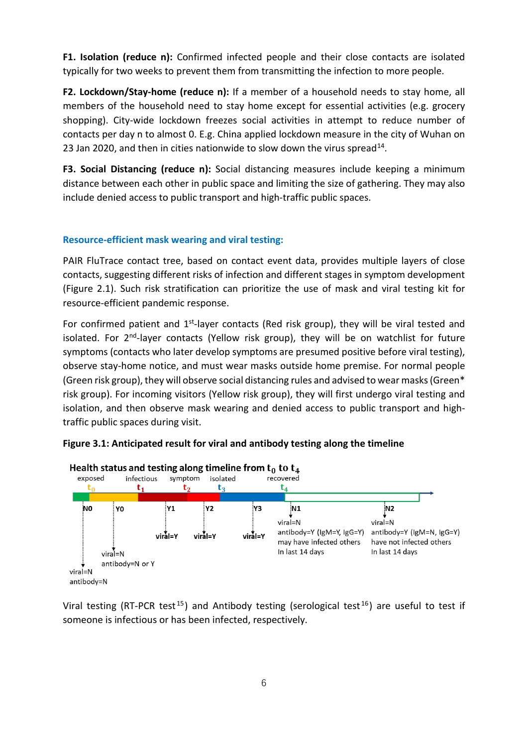**F1. Isolation (reduce n):** Confirmed infected people and their close contacts are isolated typically for two weeks to prevent them from transmitting the infection to more people.

**F2. Lockdown/Stay-home (reduce n):** If a member of a household needs to stay home, all members of the household need to stay home except for essential activities (e.g. grocery shopping). City-wide lockdown freezes social activities in attempt to reduce number of contacts per day n to almost 0. E.g. China applied lockdown measure in the city of Wuhan on 23 Jan 2020, and then in cities nationwide to slow down the virus spread[14].

**F3. Social Distancing (reduce n):** Social distancing measures include keeping a minimum distance between each other in public space and limiting the size of gathering. They may also include denied access to public transport and high-traffic public spaces.

### Resource-efficient mask wearing and viral testing:

PAIR FluTrace contact tree, based on contact event data, provides multiple layers of close contacts, suggesting different risks of infection and different stages in symptom development (Figure 2.1). Such risk stratification can prioritize the use of mask and viral testing kit for resource-efficient pandemic response.

For confirmed patient and 1st-layer contacts (Red risk group), they will be viral tested and isolated. For 2nd-layer contacts (Yellow risk group), they will be on watchlist for future symptoms (contacts who later develop symptoms are presumed positive before viral testing), observe stay-home notice, and must wear masks outside home premise. For normal people (Green risk group), they will observe social distancing rules and advised to wear masks (Green* risk group). For incoming visitors (Yellow risk group), they will first undergo viral testing and isolation, and then observe mask wearing and denied access to public transport and high-traffic public spaces during visit.

**Figure 3.1: Anticipated result for viral and antibody testing along the timeline**

**Health status and testing along timeline from $t_0$ to $t_4$**

exposed $t_0$ — infectious $t_1$ — symptom $t_2$ — isolated $t_3$ — recovered $t_4$

- N0: viral=N, antibody=N
- Y0: viral=N, antibody=N or Y
- Y1: viral=Y
- Y2: viral=Y
- Y3: viral=Y
- N1: viral=N, antibody=Y (IgM=Y, IgG=Y), may have infected others In last 14 days
- N2: viral=N, antibody=Y (IgM=N, IgG=Y), have not infected others In last 14 days

Viral testing (RT-PCR test[15]) and Antibody testing (serological test[16]) are useful to test if someone is infectious or has been infected, respectively.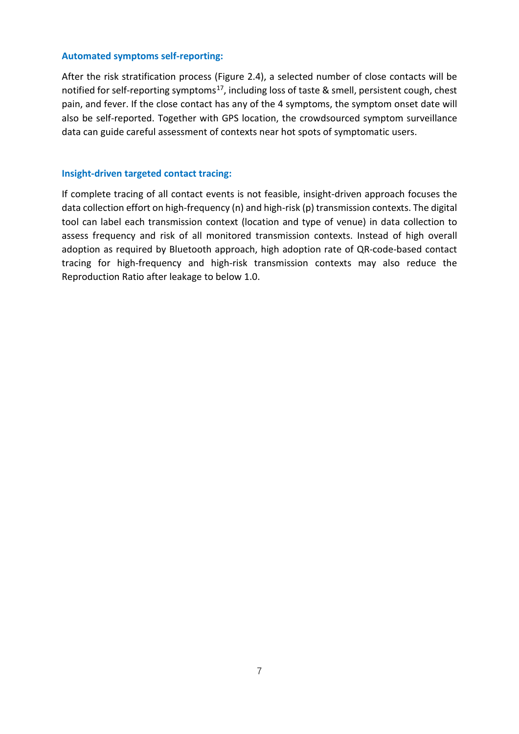### Automated symptoms self-reporting:

After the risk stratification process (Figure 2.4), a selected number of close contacts will be notified for self-reporting symptoms[17], including loss of taste & smell, persistent cough, chest pain, and fever. If the close contact has any of the 4 symptoms, the symptom onset date will also be self-reported. Together with GPS location, the crowdsourced symptom surveillance data can guide careful assessment of contexts near hot spots of symptomatic users.

### Insight-driven targeted contact tracing:

If complete tracing of all contact events is not feasible, insight-driven approach focuses the data collection effort on high-frequency ($n$) and high-risk ($p$) transmission contexts. The digital tool can label each transmission context (location and type of venue) in data collection to assess frequency and risk of all monitored transmission contexts. Instead of high overall adoption as required by Bluetooth approach, high adoption rate of QR-code-based contact tracing for high-frequency and high-risk transmission contexts may also reduce the Reproduction Ratio after leakage to below 1.0.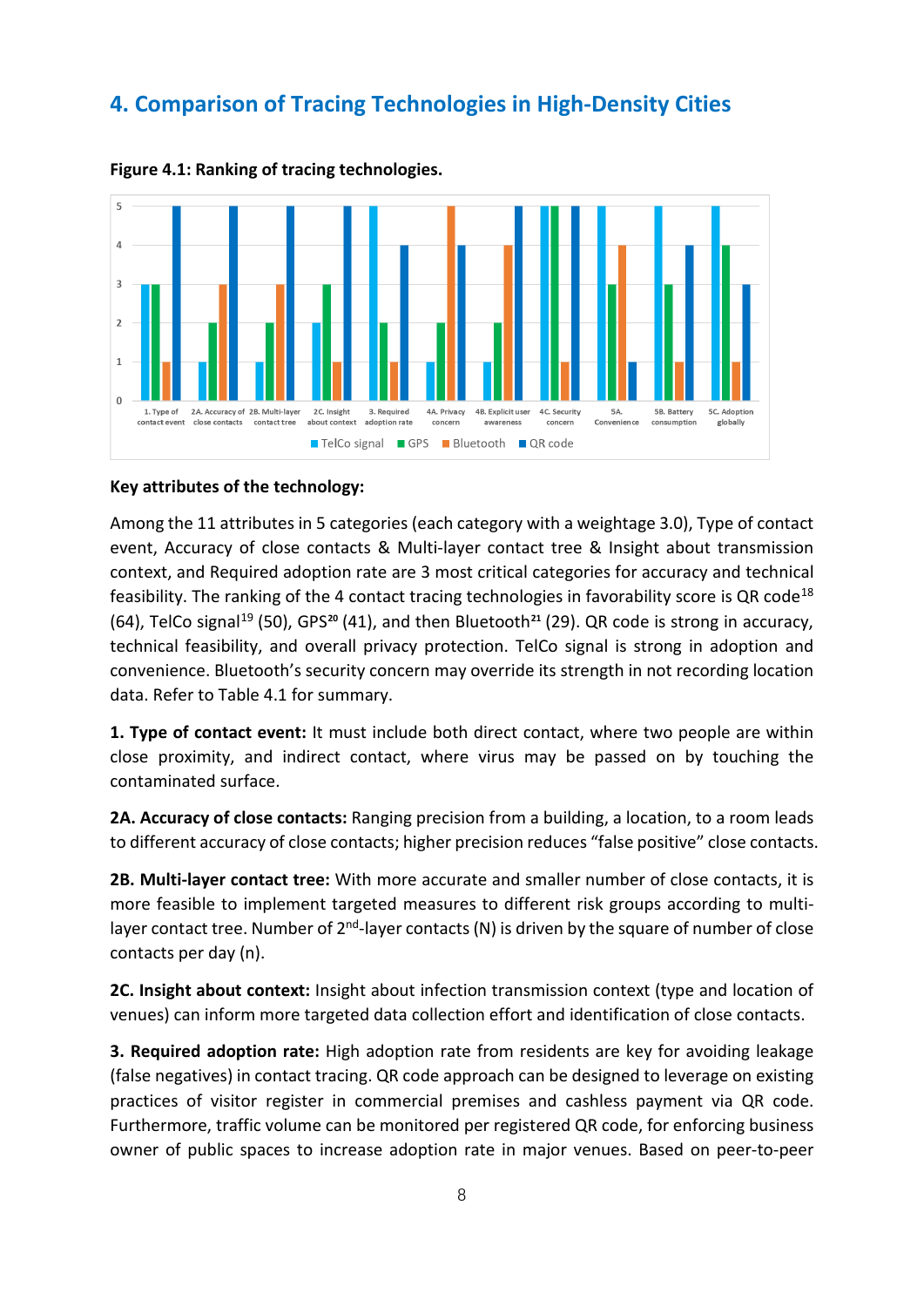## 4. Comparison of Tracing Technologies in High-Density Cities

**Figure 4.1: Ranking of tracing technologies.**

**Key attributes of the technology:**

Among the 11 attributes in 5 categories (each category with a weightage 3.0), Type of contact event, Accuracy of close contacts & Multi-layer contact tree & Insight about transmission context, and Required adoption rate are 3 most critical categories for accuracy and technical feasibility. The ranking of the 4 contact tracing technologies in favorability score is QR code[18] (64), TelCo signal[19] (50), GPS[20] (41), and then Bluetooth[21] (29). QR code is strong in accuracy, technical feasibility, and overall privacy protection. TelCo signal is strong in adoption and convenience. Bluetooth's security concern may override its strength in not recording location data. Refer to Table 4.1 for summary.

**1. Type of contact event:** It must include both direct contact, where two people are within close proximity, and indirect contact, where virus may be passed on by touching the contaminated surface.

**2A. Accuracy of close contacts:** Ranging precision from a building, a location, to a room leads to different accuracy of close contacts; higher precision reduces "false positive" close contacts.

**2B. Multi-layer contact tree:** With more accurate and smaller number of close contacts, it is more feasible to implement targeted measures to different risk groups according to multi-layer contact tree. Number of 2[nd]-layer contacts (N) is driven by the square of number of close contacts per day (n).

**2C. Insight about context:** Insight about infection transmission context (type and location of venues) can inform more targeted data collection effort and identification of close contacts.

**3. Required adoption rate:** High adoption rate from residents are key for avoiding leakage (false negatives) in contact tracing. QR code approach can be designed to leverage on existing practices of visitor register in commercial premises and cashless payment via QR code. Furthermore, traffic volume can be monitored per registered QR code, for enforcing business owner of public spaces to increase adoption rate in major venues. Based on peer-to-peer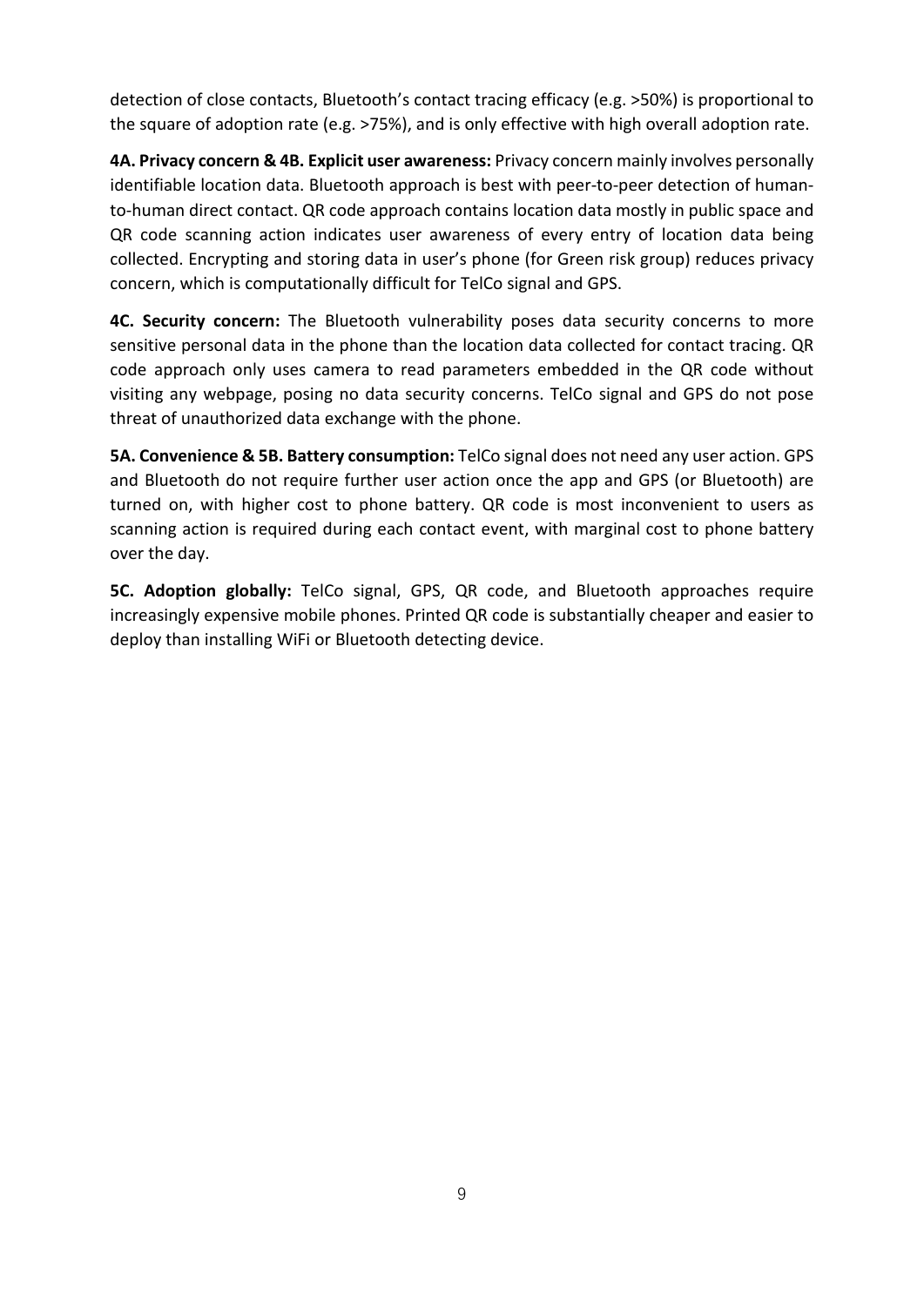detection of close contacts, Bluetooth's contact tracing efficacy (e.g. >50%) is proportional to the square of adoption rate (e.g. >75%), and is only effective with high overall adoption rate.

**4A. Privacy concern & 4B. Explicit user awareness:** Privacy concern mainly involves personally identifiable location data. Bluetooth approach is best with peer-to-peer detection of human-to-human direct contact. QR code approach contains location data mostly in public space and QR code scanning action indicates user awareness of every entry of location data being collected. Encrypting and storing data in user's phone (for Green risk group) reduces privacy concern, which is computationally difficult for TelCo signal and GPS.

**4C. Security concern:** The Bluetooth vulnerability poses data security concerns to more sensitive personal data in the phone than the location data collected for contact tracing. QR code approach only uses camera to read parameters embedded in the QR code without visiting any webpage, posing no data security concerns. TelCo signal and GPS do not pose threat of unauthorized data exchange with the phone.

**5A. Convenience & 5B. Battery consumption:** TelCo signal does not need any user action. GPS and Bluetooth do not require further user action once the app and GPS (or Bluetooth) are turned on, with higher cost to phone battery. QR code is most inconvenient to users as scanning action is required during each contact event, with marginal cost to phone battery over the day.

**5C. Adoption globally:** TelCo signal, GPS, QR code, and Bluetooth approaches require increasingly expensive mobile phones. Printed QR code is substantially cheaper and easier to deploy than installing WiFi or Bluetooth detecting device.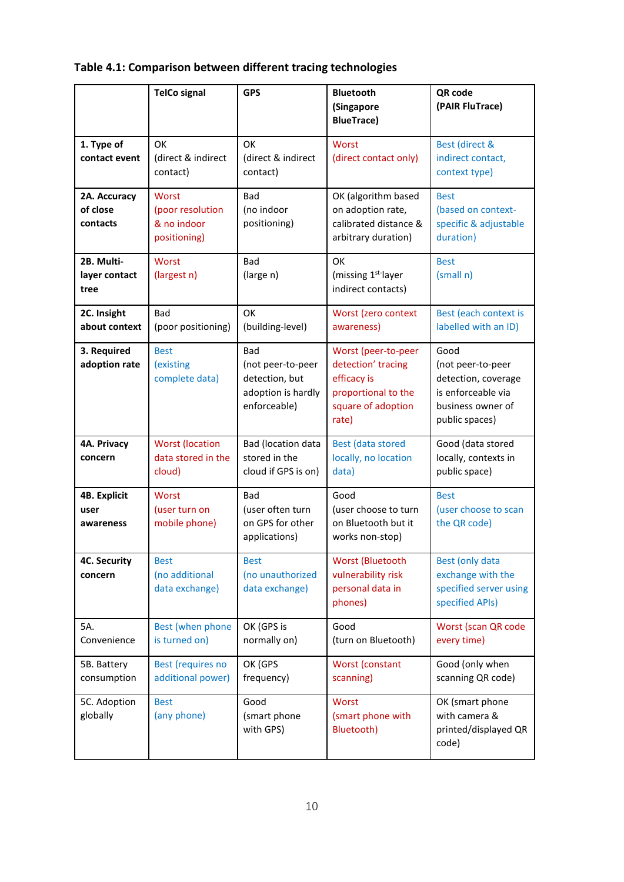**Table 4.1: Comparison between different tracing technologies**

| | **TelCo signal** | **GPS** | **Bluetooth (Singapore BlueTrace)** | **QR code (PAIR FluTrace)** |
|---|---|---|---|---|
| **1. Type of contact event** | OK (direct & indirect contact) | OK (direct & indirect contact) | Worst (direct contact only) | Best (direct & indirect contact, context type) |
| **2A. Accuracy of close contacts** | Worst (poor resolution & no indoor positioning) | Bad (no indoor positioning) | OK (algorithm based on adoption rate, calibrated distance & arbitrary duration) | Best (based on context-specific & adjustable duration) |
| **2B. Multi-layer contact tree** | Worst (largest n) | Bad (large n) | OK (missing 1st-layer indirect contacts) | Best (small n) |
| **2C. Insight about context** | Bad (poor positioning) | OK (building-level) | Worst (zero context awareness) | Best (each context is labelled with an ID) |
| **3. Required adoption rate** | Best (existing complete data) | Bad (not peer-to-peer detection, but adoption is hardly enforceable) | Worst (peer-to-peer detection' tracing efficacy is proportional to the square of adoption rate) | Good (not peer-to-peer detection, coverage is enforceable via business owner of public spaces) |
| **4A. Privacy concern** | Worst (location data stored in the cloud) | Bad (location data stored in the cloud if GPS is on) | Best (data stored locally, no location data) | Good (data stored locally, contexts in public space) |
| **4B. Explicit user awareness** | Worst (user turn on mobile phone) | Bad (user often turn on GPS for other applications) | Good (user choose to turn on Bluetooth but it works non-stop) | Best (user choose to scan the QR code) |
| **4C. Security concern** | Best (no additional data exchange) | Best (no unauthorized data exchange) | Worst (Bluetooth vulnerability risk personal data in phones) | Best (only data exchange with the specified server using specified APIs) |
| 5A. Convenience | Best (when phone is turned on) | OK (GPS is normally on) | Good (turn on Bluetooth) | Worst (scan QR code every time) |
| 5B. Battery consumption | Best (requires no additional power) | OK (GPS frequency) | Worst (constant scanning) | Good (only when scanning QR code) |
| 5C. Adoption globally | Best (any phone) | Good (smart phone with GPS) | Worst (smart phone with Bluetooth) | OK (smart phone with camera & printed/displayed QR code) |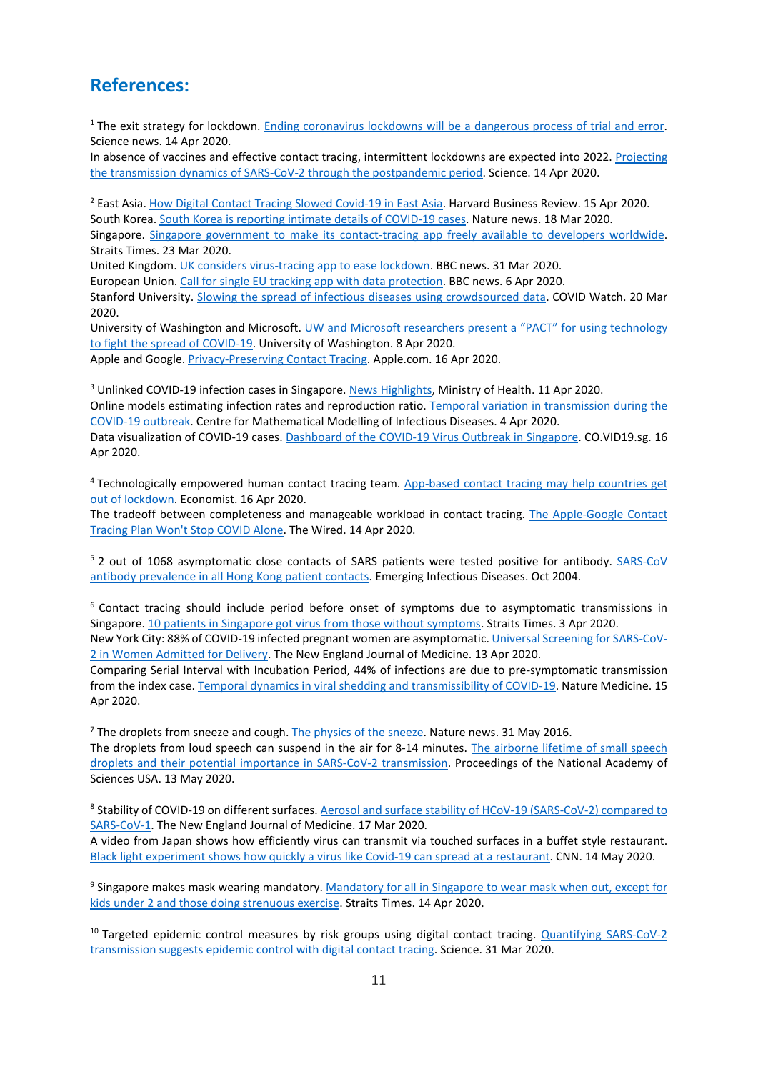## References:

[1] The exit strategy for lockdown. Ending coronavirus lockdowns will be a dangerous process of trial and error. Science news. 14 Apr 2020.
In absence of vaccines and effective contact tracing, intermittent lockdowns are expected into 2022. Projecting the transmission dynamics of SARS-CoV-2 through the postpandemic period. Science. 14 Apr 2020.

[2] East Asia. How Digital Contact Tracing Slowed Covid-19 in East Asia. Harvard Business Review. 15 Apr 2020.
South Korea. South Korea is reporting intimate details of COVID-19 cases. Nature news. 18 Mar 2020.
Singapore. Singapore government to make its contact-tracing app freely available to developers worldwide. Straits Times. 23 Mar 2020.
United Kingdom. UK considers virus-tracing app to ease lockdown. BBC news. 31 Mar 2020.
European Union. Call for single EU tracking app with data protection. BBC news. 6 Apr 2020.
Stanford University. Slowing the spread of infectious diseases using crowdsourced data. COVID Watch. 20 Mar 2020.
University of Washington and Microsoft. UW and Microsoft researchers present a “PACT” for using technology to fight the spread of COVID-19. University of Washington. 8 Apr 2020.
Apple and Google. Privacy-Preserving Contact Tracing. Apple.com. 16 Apr 2020.

[3] Unlinked COVID-19 infection cases in Singapore. News Highlights, Ministry of Health. 11 Apr 2020.
Online models estimating infection rates and reproduction ratio. Temporal variation in transmission during the COVID-19 outbreak. Centre for Mathematical Modelling of Infectious Diseases. 4 Apr 2020.
Data visualization of COVID-19 cases. Dashboard of the COVID-19 Virus Outbreak in Singapore. CO.VID19.sg. 16 Apr 2020.

[4] Technologically empowered human contact tracing team. App-based contact tracing may help countries get out of lockdown. Economist. 16 Apr 2020.
The tradeoff between completeness and manageable workload in contact tracing. The Apple-Google Contact Tracing Plan Won't Stop COVID Alone. The Wired. 14 Apr 2020.

[5] 2 out of 1068 asymptomatic close contacts of SARS patients were tested positive for antibody. SARS-CoV antibody prevalence in all Hong Kong patient contacts. Emerging Infectious Diseases. Oct 2004.

[6] Contact tracing should include period before onset of symptoms due to asymptomatic transmissions in Singapore. 10 patients in Singapore got virus from those without symptoms. Straits Times. 3 Apr 2020.
New York City: 88% of COVID-19 infected pregnant women are asymptomatic. Universal Screening for SARS-CoV-2 in Women Admitted for Delivery. The New England Journal of Medicine. 13 Apr 2020.
Comparing Serial Interval with Incubation Period, 44% of infections are due to pre-symptomatic transmission from the index case. Temporal dynamics in viral shedding and transmissibility of COVID-19. Nature Medicine. 15 Apr 2020.

[7] The droplets from sneeze and cough. The physics of the sneeze. Nature news. 31 May 2016.
The droplets from loud speech can suspend in the air for 8-14 minutes. The airborne lifetime of small speech droplets and their potential importance in SARS-CoV-2 transmission. Proceedings of the National Academy of Sciences USA. 13 May 2020.

[8] Stability of COVID-19 on different surfaces. Aerosol and surface stability of HCoV-19 (SARS-CoV-2) compared to SARS-CoV-1. The New England Journal of Medicine. 17 Mar 2020.
A video from Japan shows how efficiently virus can transmit via touched surfaces in a buffet style restaurant. Black light experiment shows how quickly a virus like Covid-19 can spread at a restaurant. CNN. 14 May 2020.

[9] Singapore makes mask wearing mandatory. Mandatory for all in Singapore to wear mask when out, except for kids under 2 and those doing strenuous exercise. Straits Times. 14 Apr 2020.

[10] Targeted epidemic control measures by risk groups using digital contact tracing. Quantifying SARS-CoV-2 transmission suggests epidemic control with digital contact tracing. Science. 31 Mar 2020.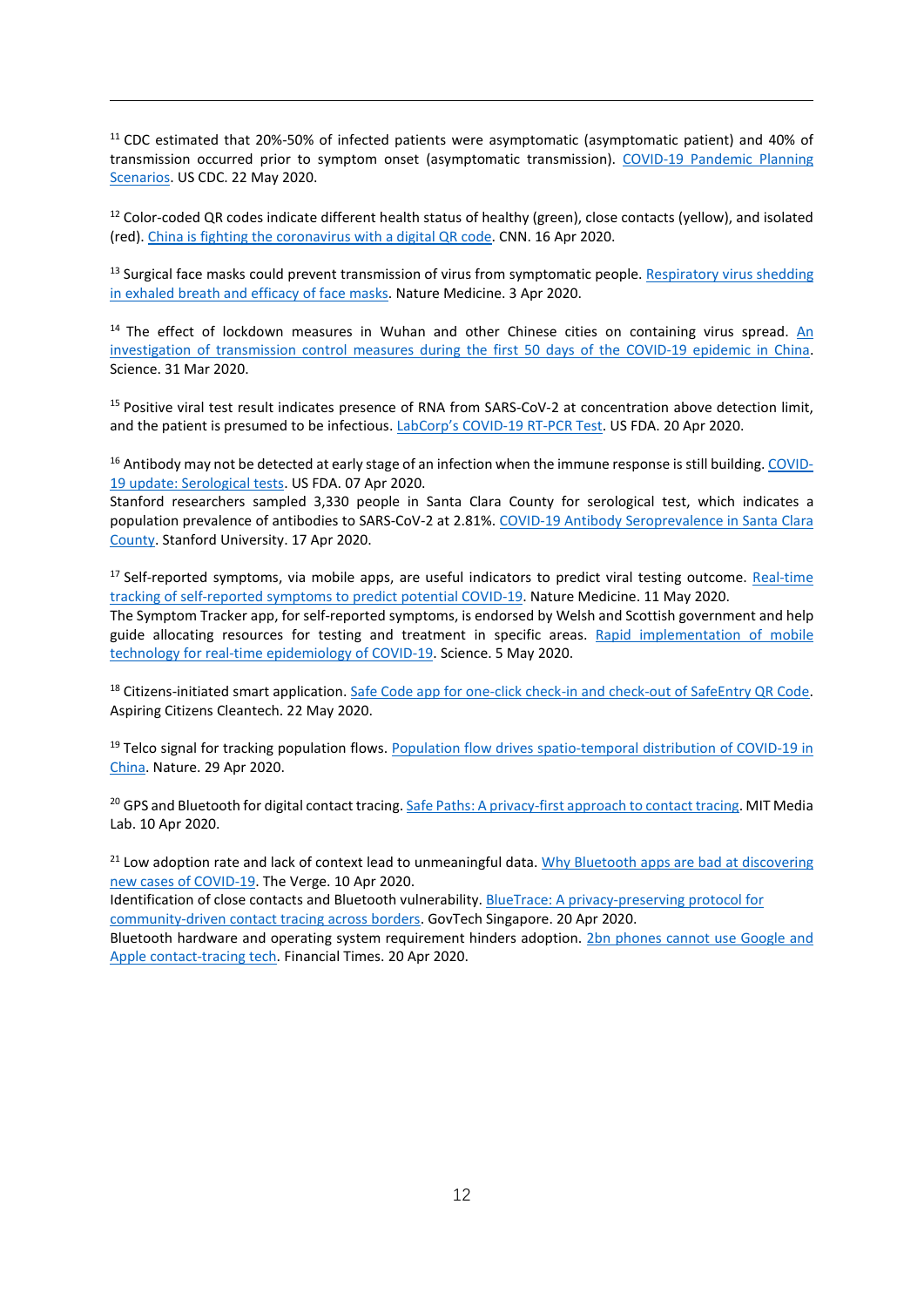[11] CDC estimated that 20%-50% of infected patients were asymptomatic (asymptomatic patient) and 40% of transmission occurred prior to symptom onset (asymptomatic transmission). COVID-19 Pandemic Planning Scenarios. US CDC. 22 May 2020.

[12] Color-coded QR codes indicate different health status of healthy (green), close contacts (yellow), and isolated (red). China is fighting the coronavirus with a digital QR code. CNN. 16 Apr 2020.

[13] Surgical face masks could prevent transmission of virus from symptomatic people. Respiratory virus shedding in exhaled breath and efficacy of face masks. Nature Medicine. 3 Apr 2020.

[14] The effect of lockdown measures in Wuhan and other Chinese cities on containing virus spread. An investigation of transmission control measures during the first 50 days of the COVID-19 epidemic in China. Science. 31 Mar 2020.

[15] Positive viral test result indicates presence of RNA from SARS-CoV-2 at concentration above detection limit, and the patient is presumed to be infectious. LabCorp's COVID-19 RT-PCR Test. US FDA. 20 Apr 2020.

[16] Antibody may not be detected at early stage of an infection when the immune response is still building. COVID-19 update: Serological tests. US FDA. 07 Apr 2020.
Stanford researchers sampled 3,330 people in Santa Clara County for serological test, which indicates a population prevalence of antibodies to SARS-CoV-2 at 2.81%. COVID-19 Antibody Seroprevalence in Santa Clara County. Stanford University. 17 Apr 2020.

[17] Self-reported symptoms, via mobile apps, are useful indicators to predict viral testing outcome. Real-time tracking of self-reported symptoms to predict potential COVID-19. Nature Medicine. 11 May 2020.
The Symptom Tracker app, for self-reported symptoms, is endorsed by Welsh and Scottish government and help guide allocating resources for testing and treatment in specific areas. Rapid implementation of mobile technology for real-time epidemiology of COVID-19. Science. 5 May 2020.

[18] Citizens-initiated smart application. Safe Code app for one-click check-in and check-out of SafeEntry QR Code. Aspiring Citizens Cleantech. 22 May 2020.

[19] Telco signal for tracking population flows. Population flow drives spatio-temporal distribution of COVID-19 in China. Nature. 29 Apr 2020.

[20] GPS and Bluetooth for digital contact tracing. Safe Paths: A privacy-first approach to contact tracing. MIT Media Lab. 10 Apr 2020.

[21] Low adoption rate and lack of context lead to unmeaningful data. Why Bluetooth apps are bad at discovering new cases of COVID-19. The Verge. 10 Apr 2020.
Identification of close contacts and Bluetooth vulnerability. BlueTrace: A privacy-preserving protocol for community-driven contact tracing across borders. GovTech Singapore. 20 Apr 2020.
Bluetooth hardware and operating system requirement hinders adoption. 2bn phones cannot use Google and Apple contact-tracing tech. Financial Times. 20 Apr 2020.